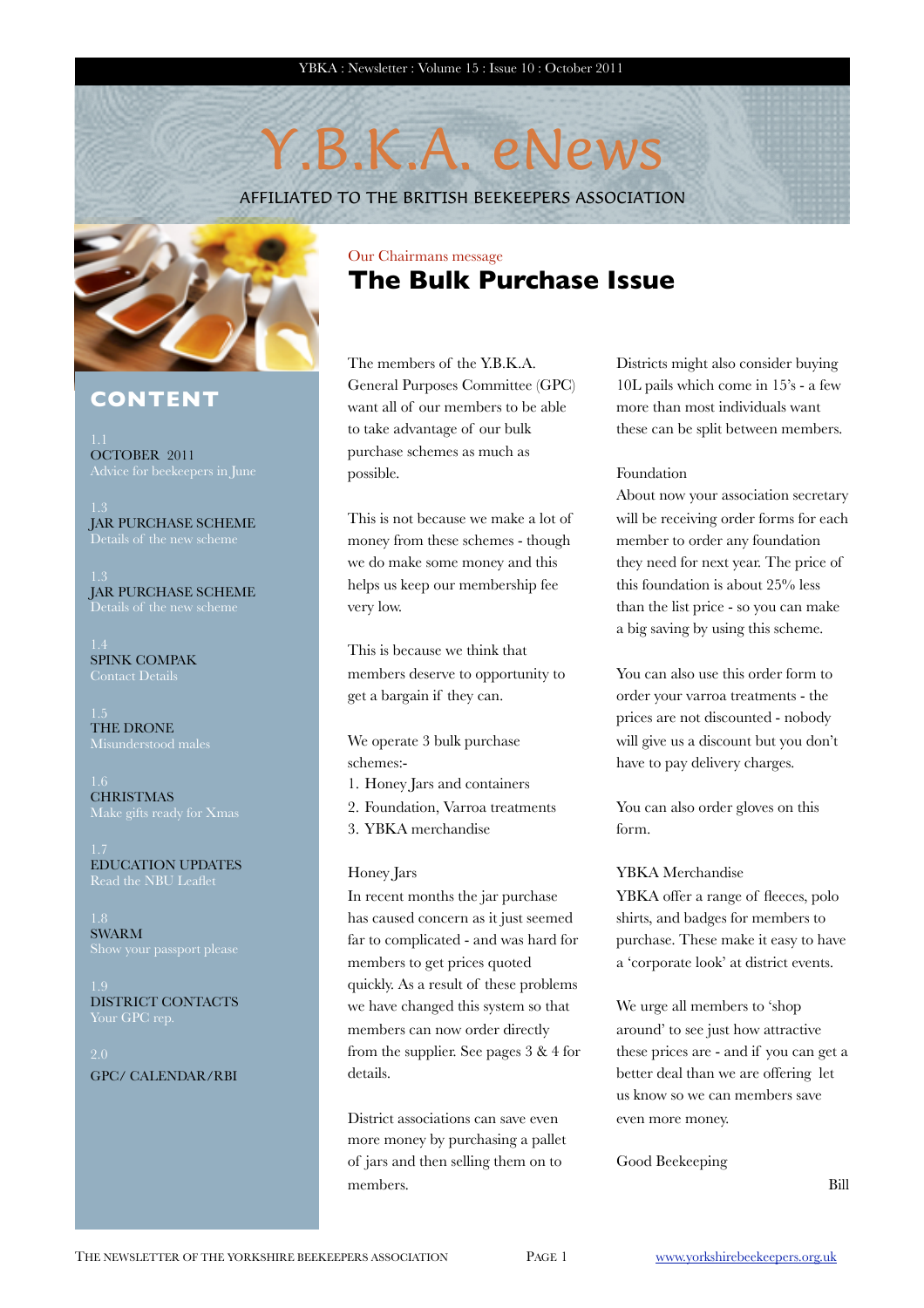# Y.B.K.A. eNews

AFFILIATED TO THE BRITISH BEEKEEPERS ASSOCIATION

## CONTENT

1.1
OCTOBER 2011
Advice for beekeepers in June

1.3
JAR PURCHASE SCHEME
Details of the new scheme

1.3
JAR PURCHASE SCHEME
Details of the new scheme

1.4
SPINK COMPAK
Contact Details

1.5
THE DRONE
Misunderstood males

1.6
CHRISTMAS
Make gifts ready for Xmas

1.7
EDUCATION UPDATES
Read the NBU Leaflet

1.8
SWARM
Show your passport please

1.9
DISTRICT CONTACTS
Your GPC rep.

2.0
GPC/ CALENDAR/RBI

Our Chairmans message

## The Bulk Purchase Issue

The members of the Y.B.K.A. General Purposes Committee (GPC) want all of our members to be able to take advantage of our bulk purchase schemes as much as possible.

This is not because we make a lot of money from these schemes - though we do make some money and this helps us keep our membership fee very low.

This is because we think that members deserve to opportunity to get a bargain if they can.

We operate 3 bulk purchase schemes:-

1. Honey Jars and containers
2. Foundation, Varroa treatments
3. YBKA merchandise

Honey Jars

In recent months the jar purchase has caused concern as it just seemed far to complicated - and was hard for members to get prices quoted quickly. As a result of these problems we have changed this system so that members can now order directly from the supplier. See pages 3 & 4 for details.

District associations can save even more money by purchasing a pallet of jars and then selling them on to members.

Districts might also consider buying 10L pails which come in 15's - a few more than most individuals want these can be split between members.

Foundation

About now your association secretary will be receiving order forms for each member to order any foundation they need for next year. The price of this foundation is about 25% less than the list price - so you can make a big saving by using this scheme.

You can also use this order form to order your varroa treatments - the prices are not discounted - nobody will give us a discount but you don't have to pay delivery charges.

You can also order gloves on this form.

YBKA Merchandise

YBKA offer a range of fleeces, polo shirts, and badges for members to purchase. These make it easy to have a 'corporate look' at district events.

We urge all members to 'shop around' to see just how attractive these prices are - and if you can get a better deal than we are offering let us know so we can members save even more money.

Good Beekeeping

Bill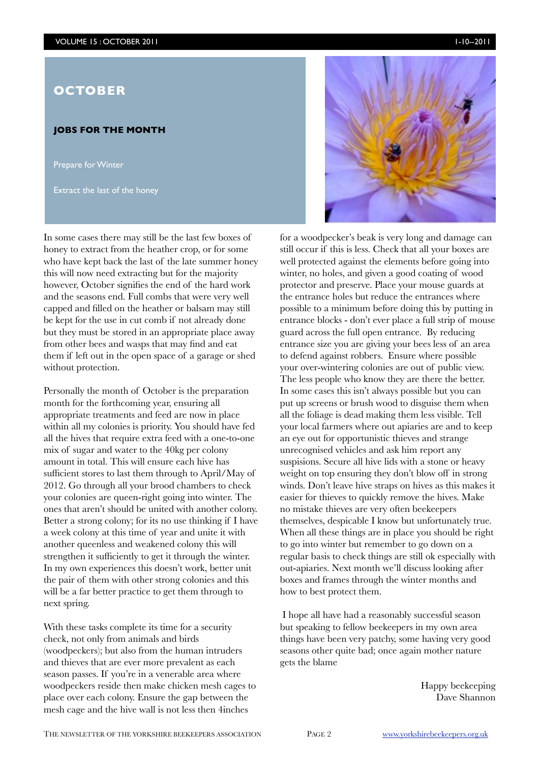# OCTOBER

### JOBS FOR THE MONTH

Prepare for Winter

Extract the last of the honey

In some cases there may still be the last few boxes of honey to extract from the heather crop, or for some who have kept back the last of the late summer honey this will now need extracting but for the majority however, October signifies the end of the hard work and the seasons end. Full combs that were very well capped and filled on the heather or balsam may still be kept for the use in cut comb if not already done but they must be stored in an appropriate place away from other bees and wasps that may find and eat them if left out in the open space of a garage or shed without protection.

Personally the month of October is the preparation month for the forthcoming year, ensuring all appropriate treatments and feed are now in place within all my colonies is priority. You should have fed all the hives that require extra feed with a one-to-one mix of sugar and water to the 40kg per colony amount in total. This will ensure each hive has sufficient stores to last them through to April/May of 2012. Go through all your brood chambers to check your colonies are queen-right going into winter. The ones that aren't should be united with another colony. Better a strong colony; for its no use thinking if I have a week colony at this time of year and unite it with another queenless and weakened colony this will strengthen it sufficiently to get it through the winter. In my own experiences this doesn't work, better unit the pair of them with other strong colonies and this will be a far better practice to get them through to next spring.

With these tasks complete its time for a security check, not only from animals and birds (woodpeckers); but also from the human intruders and thieves that are ever more prevalent as each season passes. If you're in a venerable area where woodpeckers reside then make chicken mesh cages to place over each colony. Ensure the gap between the mesh cage and the hive wall is not less then 4inches for a woodpecker's beak is very long and damage can still occur if this is less. Check that all your boxes are well protected against the elements before going into winter, no holes, and given a good coating of wood protector and preserve. Place your mouse guards at the entrance holes but reduce the entrances where possible to a minimum before doing this by putting in entrance blocks - don't ever place a full strip of mouse guard across the full open entrance. By reducing entrance size you are giving your bees less of an area to defend against robbers. Ensure where possible your over-wintering colonies are out of public view. The less people who know they are there the better. In some cases this isn't always possible but you can put up screens or brush wood to disguise them when all the foliage is dead making them less visible. Tell your local farmers where out apiaries are and to keep an eye out for opportunistic thieves and strange unrecognised vehicles and ask him report any suspisions. Secure all hive lids with a stone or heavy weight on top ensuring they don't blow off in strong winds. Don't leave hive straps on hives as this makes it easier for thieves to quickly remove the hives. Make no mistake thieves are very often beekeepers themselves, despicable I know but unfortunately true. When all these things are in place you should be right to go into winter but remember to go down on a regular basis to check things are still ok especially with out-apiaries. Next month we'll discuss looking after boxes and frames through the winter months and how to best protect them.

I hope all have had a reasonably successful season but speaking to fellow beekeepers in my own area things have been very patchy, some having very good seasons other quite bad; once again mother nature gets the blame

Happy beekeeping
Dave Shannon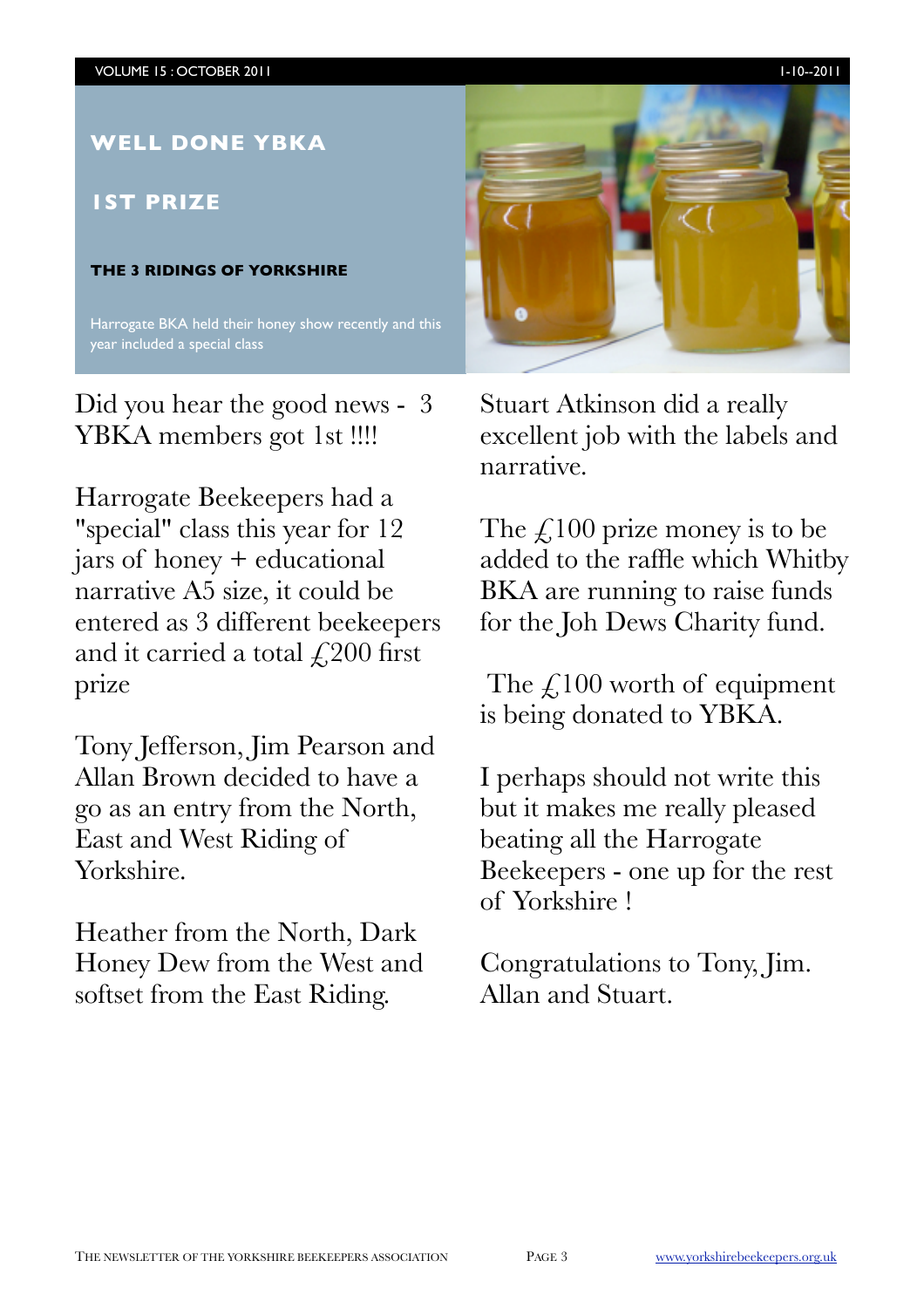# WELL DONE YBKA

## 1ST PRIZE

### THE 3 RIDINGS OF YORKSHIRE

Harrogate BKA held their honey show recently and this year included a special class

Did you hear the good news - 3 YBKA members got 1st !!!!

Harrogate Beekeepers had a "special" class this year for 12 jars of honey + educational narrative A5 size, it could be entered as 3 different beekeepers and it carried a total £200 first prize

Tony Jefferson, Jim Pearson and Allan Brown decided to have a go as an entry from the North, East and West Riding of Yorkshire.

Heather from the North, Dark Honey Dew from the West and softset from the East Riding.

Stuart Atkinson did a really excellent job with the labels and narrative.

The £100 prize money is to be added to the raffle which Whitby BKA are running to raise funds for the Joh Dews Charity fund.

The £100 worth of equipment is being donated to YBKA.

I perhaps should not write this but it makes me really pleased beating all the Harrogate Beekeepers - one up for the rest of Yorkshire !

Congratulations to Tony, Jim. Allan and Stuart.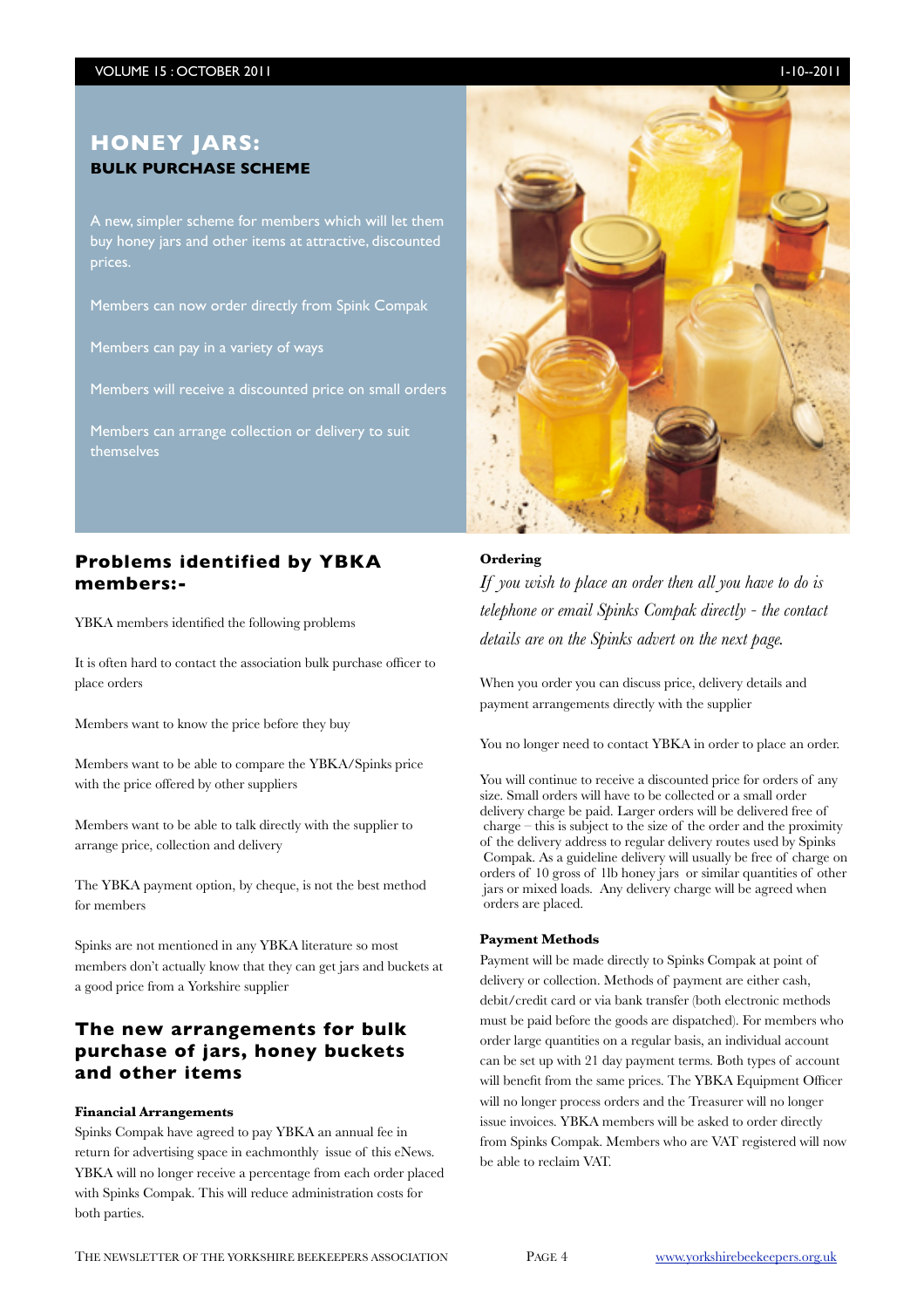# HONEY JARS:
## BULK PURCHASE SCHEME

A new, simpler scheme for members which will let them buy honey jars and other items at attractive, discounted prices.

Members can now order directly from Spink Compak

Members can pay in a variety of ways

Members will receive a discounted price on small orders

Members can arrange collection or delivery to suit themselves

## Problems identified by YBKA members:-

YBKA members identified the following problems

It is often hard to contact the association bulk purchase officer to place orders

Members want to know the price before they buy

Members want to be able to compare the YBKA/Spinks price with the price offered by other suppliers

Members want to be able to talk directly with the supplier to arrange price, collection and delivery

The YBKA payment option, by cheque, is not the best method for members

Spinks are not mentioned in any YBKA literature so most members don't actually know that they can get jars and buckets at a good price from a Yorkshire supplier

## The new arrangements for bulk purchase of jars, honey buckets and other items

#### Financial Arrangements

Spinks Compak have agreed to pay YBKA an annual fee in return for advertising space in eachmonthly issue of this eNews. YBKA will no longer receive a percentage from each order placed with Spinks Compak. This will reduce administration costs for both parties.

#### Ordering

*If you wish to place an order then all you have to do is telephone or email Spinks Compak directly - the contact details are on the Spinks advert on the next page.*

When you order you can discuss price, delivery details and payment arrangements directly with the supplier

You no longer need to contact YBKA in order to place an order.

You will continue to receive a discounted price for orders of any size. Small orders will have to be collected or a small order delivery charge be paid. Larger orders will be delivered free of charge – this is subject to the size of the order and the proximity of the delivery address to regular delivery routes used by Spinks Compak. As a guideline delivery will usually be free of charge on orders of 10 gross of 1lb honey jars or similar quantities of other jars or mixed loads. Any delivery charge will be agreed when orders are placed.

#### Payment Methods

Payment will be made directly to Spinks Compak at point of delivery or collection. Methods of payment are either cash, debit/credit card or via bank transfer (both electronic methods must be paid before the goods are dispatched). For members who order large quantities on a regular basis, an individual account can be set up with 21 day payment terms. Both types of account will benefit from the same prices. The YBKA Equipment Officer will no longer process orders and the Treasurer will no longer issue invoices. YBKA members will be asked to order directly from Spinks Compak. Members who are VAT registered will now be able to reclaim VAT.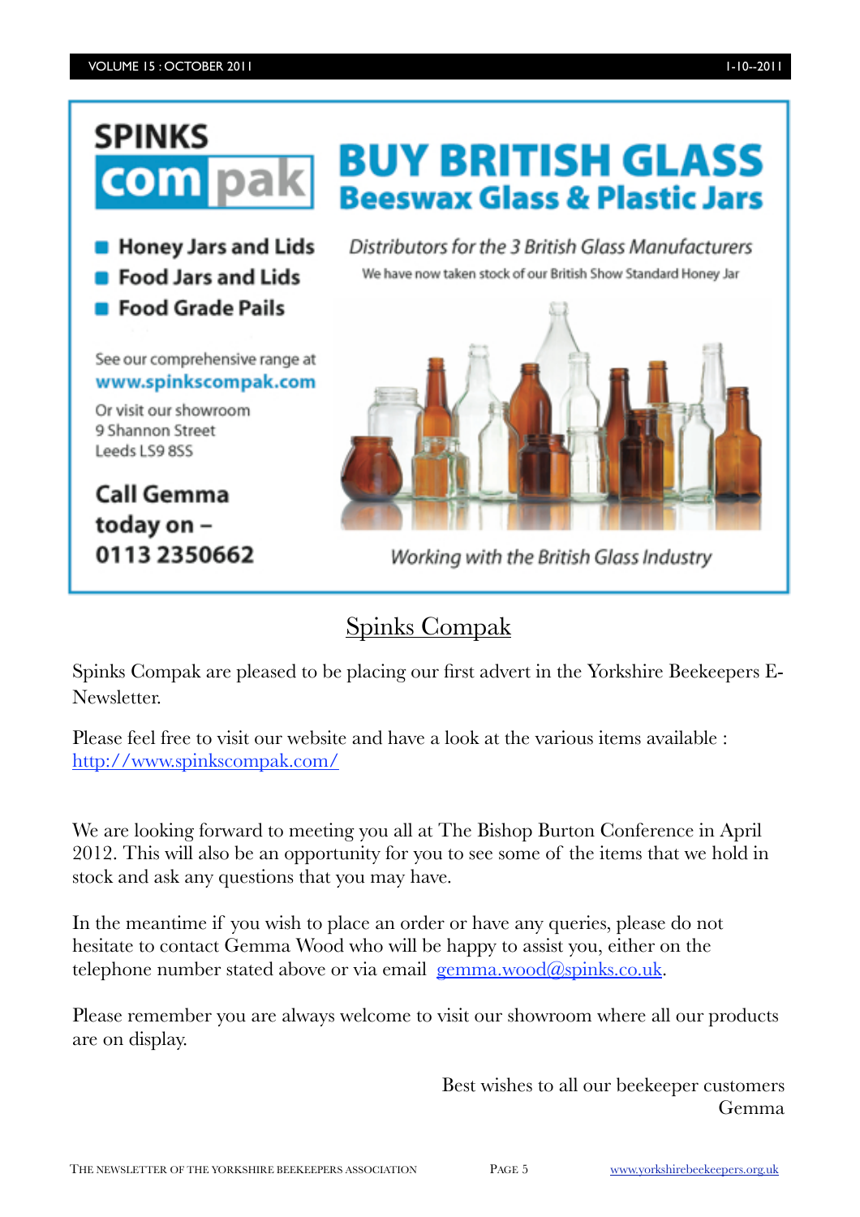SPINKS compak

# BUY BRITISH GLASS
## Beeswax Glass & Plastic Jars

- Honey Jars and Lids
- Food Jars and Lids
- Food Grade Pails

See our comprehensive range at
**www.spinkscompak.com**

Or visit our showroom
9 Shannon Street
Leeds LS9 8SS

**Call Gemma today on – 0113 2350662**

*Distributors for the 3 British Glass Manufacturers*

We have now taken stock of our British Show Standard Honey Jar

*Working with the British Glass Industry*

## Spinks Compak

Spinks Compak are pleased to be placing our first advert in the Yorkshire Beekeepers E-Newsletter.

Please feel free to visit our website and have a look at the various items available : http://www.spinkscompak.com/

We are looking forward to meeting you all at The Bishop Burton Conference in April 2012. This will also be an opportunity for you to see some of the items that we hold in stock and ask any questions that you may have.

In the meantime if you wish to place an order or have any queries, please do not hesitate to contact Gemma Wood who will be happy to assist you, either on the telephone number stated above or via email gemma.wood@spinks.co.uk.

Please remember you are always welcome to visit our showroom where all our products are on display.

Best wishes to all our beekeeper customers
Gemma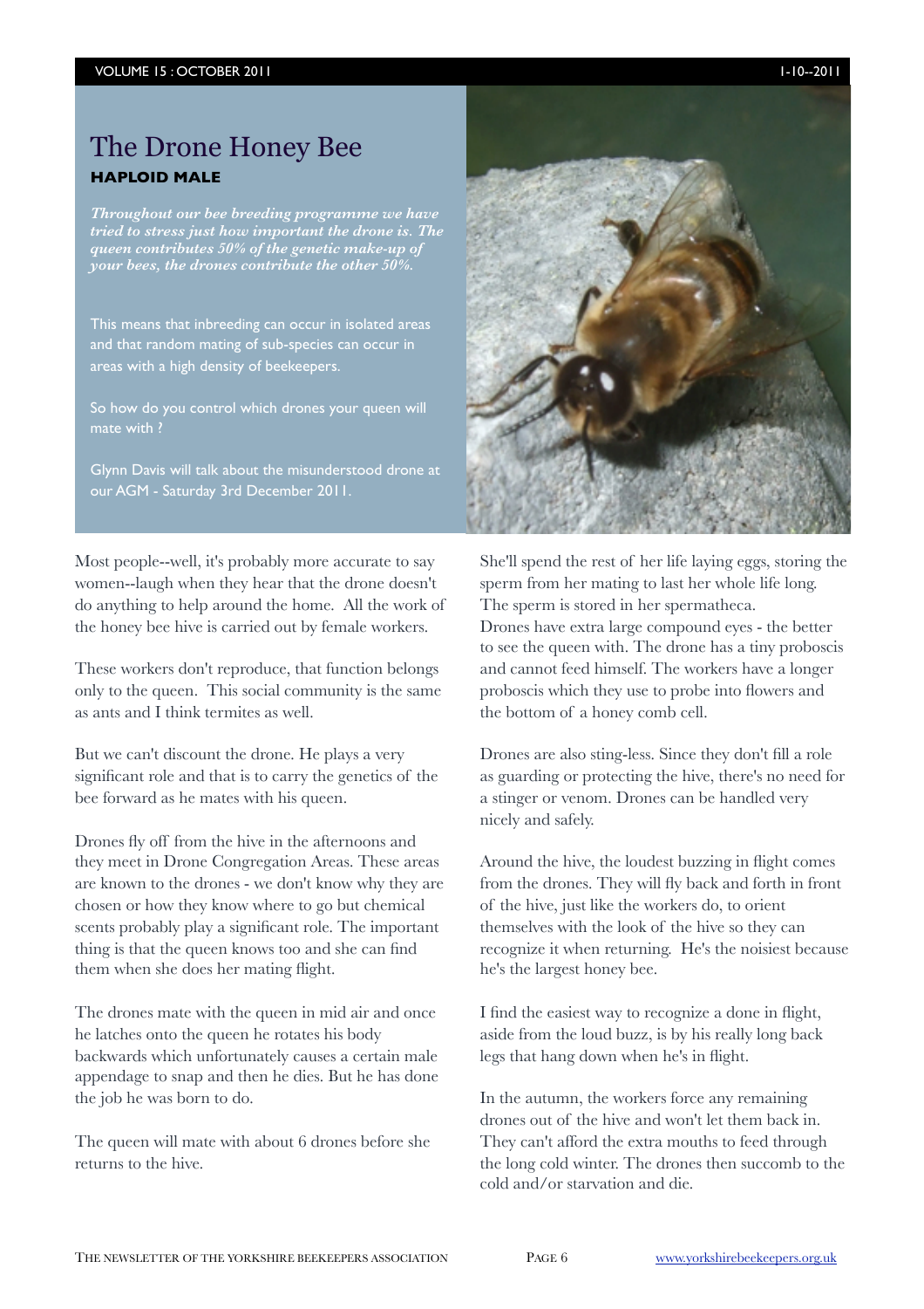# The Drone Honey Bee

**HAPLOID MALE**

***Throughout our bee breeding programme we have tried to stress just how important the drone is. The queen contributes 50% of the genetic make-up of your bees, the drones contribute the other 50%.***

This means that inbreeding can occur in isolated areas and that random mating of sub-species can occur in areas with a high density of beekeepers.

So how do you control which drones your queen will mate with ?

Glynn Davis will talk about the misunderstood drone at our AGM - Saturday 3rd December 2011.

Most people--well, it's probably more accurate to say women--laugh when they hear that the drone doesn't do anything to help around the home. All the work of the honey bee hive is carried out by female workers.

These workers don't reproduce, that function belongs only to the queen. This social community is the same as ants and I think termites as well.

But we can't discount the drone. He plays a very significant role and that is to carry the genetics of the bee forward as he mates with his queen.

Drones fly off from the hive in the afternoons and they meet in Drone Congregation Areas. These areas are known to the drones - we don't know why they are chosen or how they know where to go but chemical scents probably play a significant role. The important thing is that the queen knows too and she can find them when she does her mating flight.

The drones mate with the queen in mid air and once he latches onto the queen he rotates his body backwards which unfortunately causes a certain male appendage to snap and then he dies. But he has done the job he was born to do.

The queen will mate with about 6 drones before she returns to the hive.

She'll spend the rest of her life laying eggs, storing the sperm from her mating to last her whole life long. The sperm is stored in her spermatheca. Drones have extra large compound eyes - the better to see the queen with. The drone has a tiny proboscis and cannot feed himself. The workers have a longer proboscis which they use to probe into flowers and the bottom of a honey comb cell.

Drones are also sting-less. Since they don't fill a role as guarding or protecting the hive, there's no need for a stinger or venom. Drones can be handled very nicely and safely.

Around the hive, the loudest buzzing in flight comes from the drones. They will fly back and forth in front of the hive, just like the workers do, to orient themselves with the look of the hive so they can recognize it when returning. He's the noisiest because he's the largest honey bee.

I find the easiest way to recognize a done in flight, aside from the loud buzz, is by his really long back legs that hang down when he's in flight.

In the autumn, the workers force any remaining drones out of the hive and won't let them back in. They can't afford the extra mouths to feed through the long cold winter. The drones then succomb to the cold and/or starvation and die.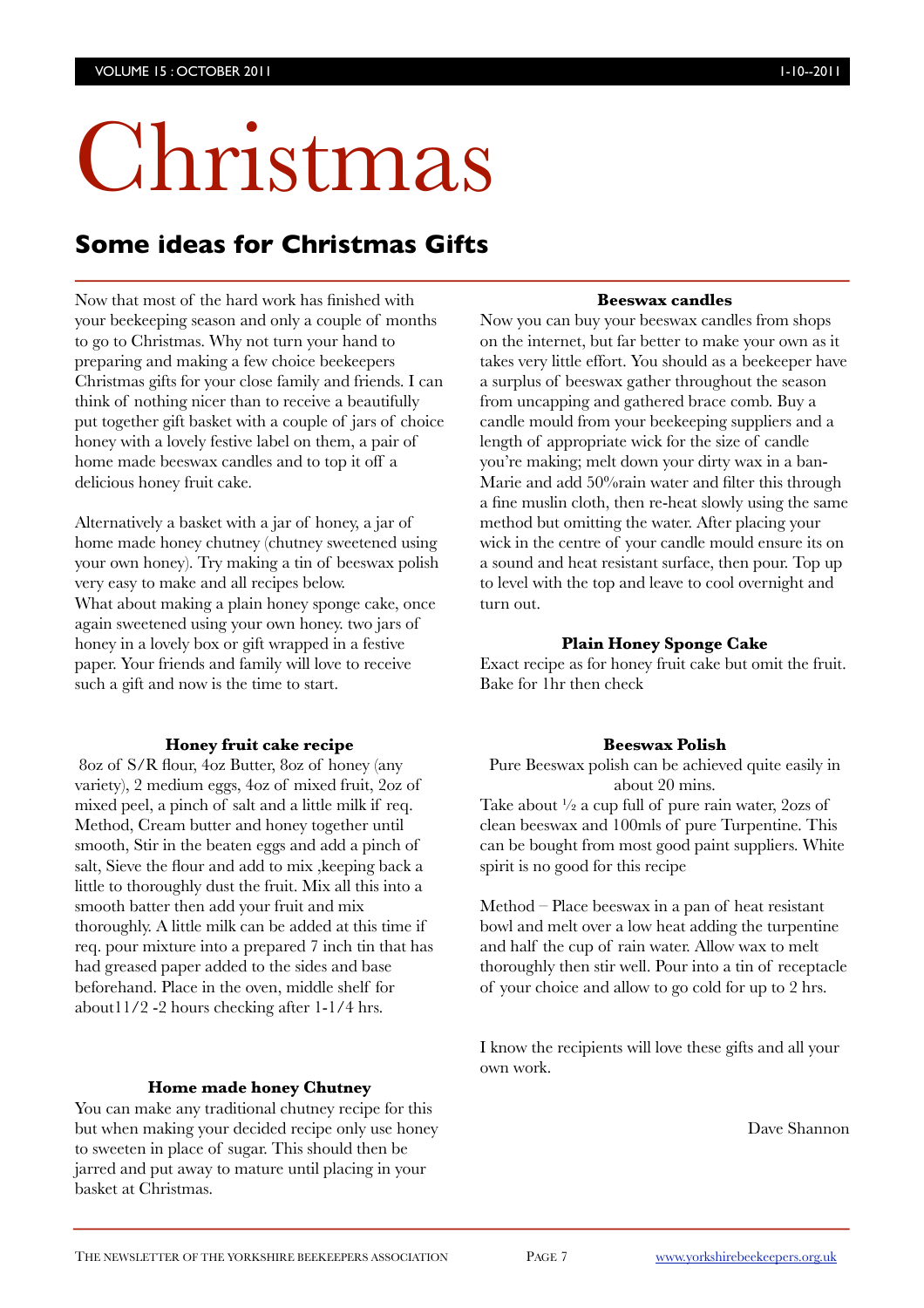# Christmas

## Some ideas for Christmas Gifts

Now that most of the hard work has finished with your beekeeping season and only a couple of months to go to Christmas. Why not turn your hand to preparing and making a few choice beekeepers Christmas gifts for your close family and friends. I can think of nothing nicer than to receive a beautifully put together gift basket with a couple of jars of choice honey with a lovely festive label on them, a pair of home made beeswax candles and to top it off a delicious honey fruit cake.

Alternatively a basket with a jar of honey, a jar of home made honey chutney (chutney sweetened using your own honey). Try making a tin of beeswax polish very easy to make and all recipes below.
What about making a plain honey sponge cake, once again sweetened using your own honey. two jars of honey in a lovely box or gift wrapped in a festive paper. Your friends and family will love to receive such a gift and now is the time to start.

### Honey fruit cake recipe

8oz of S/R flour, 4oz Butter, 8oz of honey (any variety), 2 medium eggs, 4oz of mixed fruit, 2oz of mixed peel, a pinch of salt and a little milk if req.
Method, Cream butter and honey together until smooth, Stir in the beaten eggs and add a pinch of salt, Sieve the flour and add to mix ,keeping back a little to thoroughly dust the fruit. Mix all this into a smooth batter then add your fruit and mix thoroughly. A little milk can be added at this time if req. pour mixture into a prepared 7 inch tin that has had greased paper added to the sides and base beforehand. Place in the oven, middle shelf for about11/2 -2 hours checking after 1-1/4 hrs.

### Home made honey Chutney

You can make any traditional chutney recipe for this but when making your decided recipe only use honey to sweeten in place of sugar. This should then be jarred and put away to mature until placing in your basket at Christmas.

### Beeswax candles

Now you can buy your beeswax candles from shops on the internet, but far better to make your own as it takes very little effort. You should as a beekeeper have a surplus of beeswax gather throughout the season from uncapping and gathered brace comb. Buy a candle mould from your beekeeping suppliers and a length of appropriate wick for the size of candle you're making; melt down your dirty wax in a ban-Marie and add 50%rain water and filter this through a fine muslin cloth, then re-heat slowly using the same method but omitting the water. After placing your wick in the centre of your candle mould ensure its on a sound and heat resistant surface, then pour. Top up to level with the top and leave to cool overnight and turn out.

### Plain Honey Sponge Cake

Exact recipe as for honey fruit cake but omit the fruit. Bake for 1hr then check

### Beeswax Polish

Pure Beeswax polish can be achieved quite easily in about 20 mins.
Take about ½ a cup full of pure rain water, 2ozs of clean beeswax and 100mls of pure Turpentine. This can be bought from most good paint suppliers. White spirit is no good for this recipe

Method – Place beeswax in a pan of heat resistant bowl and melt over a low heat adding the turpentine and half the cup of rain water. Allow wax to melt thoroughly then stir well. Pour into a tin of receptacle of your choice and allow to go cold for up to 2 hrs.

I know the recipients will love these gifts and all your own work.

Dave Shannon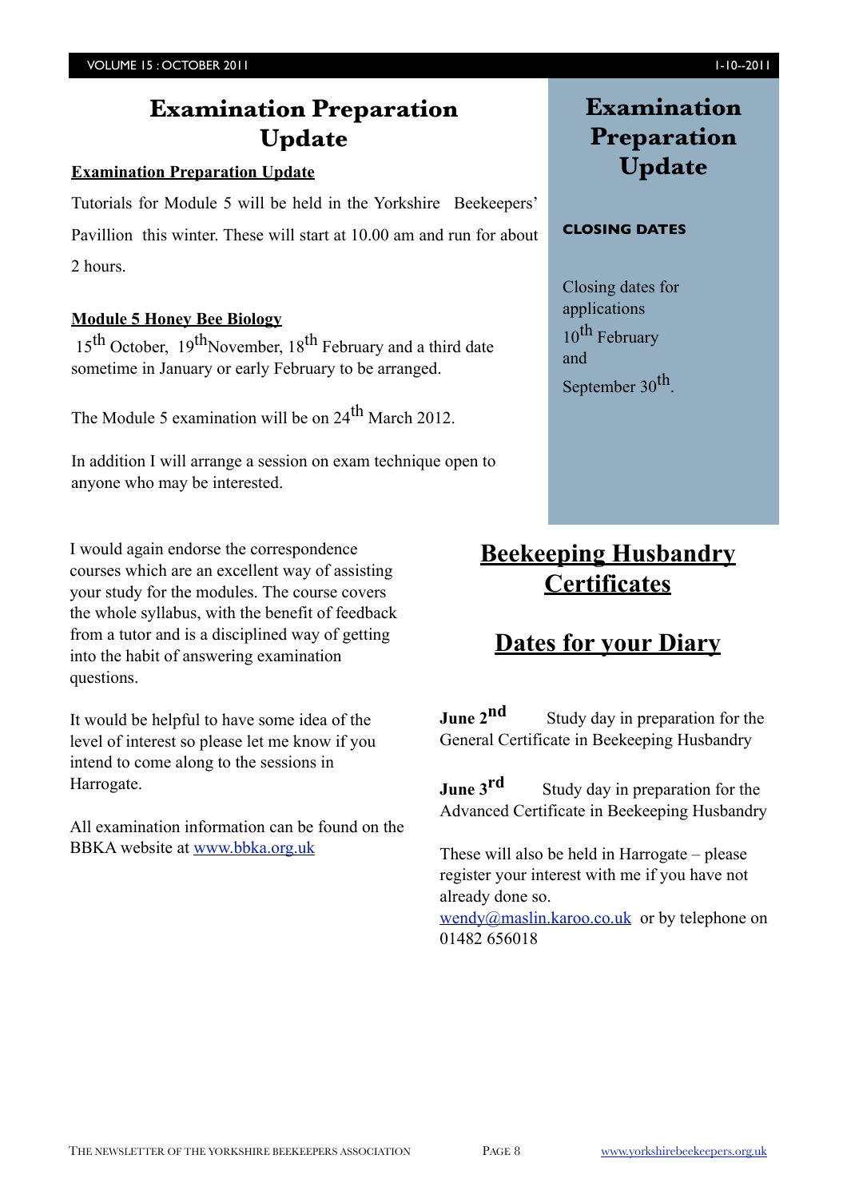# Examination Preparation Update

**Examination Preparation Update**

Tutorials for Module 5 will be held in the Yorkshire Beekeepers' Pavillion this winter. These will start at 10.00 am and run for about 2 hours.

**Module 5 Honey Bee Biology**

15th October, 19th November, 18th February and a third date sometime in January or early February to be arranged.

The Module 5 examination will be on 24th March 2012.

In addition I will arrange a session on exam technique open to anyone who may be interested.

I would again endorse the correspondence courses which are an excellent way of assisting your study for the modules. The course covers the whole syllabus, with the benefit of feedback from a tutor and is a disciplined way of getting into the habit of answering examination questions.

It would be helpful to have some idea of the level of interest so please let me know if you intend to come along to the sessions in Harrogate.

All examination information can be found on the BBKA website at www.bbka.org.uk

## Examination Preparation Update

### CLOSING DATES

Closing dates for applications 10th February and September 30th.

## Beekeeping Husbandry Certificates

## Dates for your Diary

**June 2nd** Study day in preparation for the General Certificate in Beekeeping Husbandry

**June 3rd** Study day in preparation for the Advanced Certificate in Beekeeping Husbandry

These will also be held in Harrogate – please register your interest with me if you have not already done so. wendy@maslin.karoo.co.uk or by telephone on 01482 656018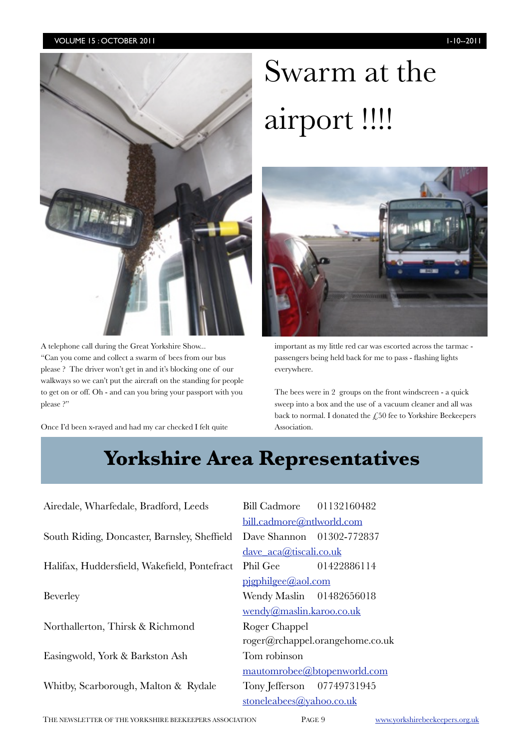# Swarm at the airport !!!!

A telephone call during the Great Yorkshire Show...
"Can you come and collect a swarm of bees from our bus please ? The driver won't get in and it's blocking one of our walkways so we can't put the aircraft on the standing for people to get on or off. Oh - and can you bring your passport with you please ?"

Once I'd been x-rayed and had my car checked I felt quite important as my little red car was escorted across the tarmac - passengers being held back for me to pass - flashing lights everywhere.

The bees were in 2 groups on the front windscreen - a quick sweep into a box and the use of a vacuum cleaner and all was back to normal. I donated the £50 fee to Yorkshire Beekeepers Association.

## Yorkshire Area Representatives

| Area | Representative | Phone |
|---|---|---|
| Airedale, Wharfedale, Bradford, Leeds | Bill Cadmore<br>bill.cadmore@ntlworld.com | 01132160482 |
| South Riding, Doncaster, Barnsley, Sheffield | Dave Shannon<br>dave_aca@tiscali.co.uk | 01302-772837 |
| Halifax, Huddersfield, Wakefield, Pontefract | Phil Gee<br>pjgphilgee@aol.com | 01422886114 |
| Beverley | Wendy Maslin<br>wendy@maslin.karoo.co.uk | 01482656018 |
| Northallerton, Thirsk & Richmond | Roger Chappel<br>roger@rchappel.orangehome.co.uk | |
| Easingwold, York & Barkston Ash | Tom robinson<br>mautomrobee@btopenworld.com | |
| Whitby, Scarborough, Malton & Rydale | Tony Jefferson<br>stoneleabees@yahoo.co.uk | 07749731945 |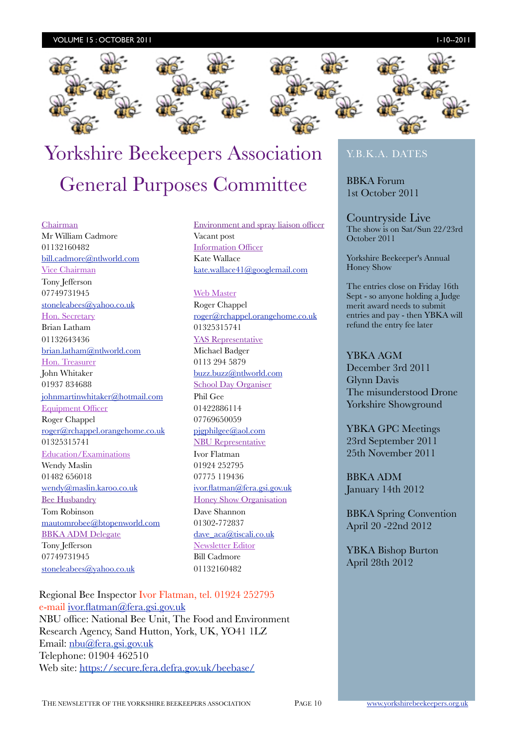# Yorkshire Beekeepers Association

# General Purposes Committee

Chairman
Mr William Cadmore
01132160482
bill.cadmore@ntlworld.com

Vice Chairman
Tony Jefferson
07749731945
stoneleabees@yahoo.co.uk

Hon. Secretary
Brian Latham
01132643436
brian.latham@ntlworld.com

Hon. Treasurer
John Whitaker
01937 834688
johnmartinwhitaker@hotmail.com

Equipment Officer
Roger Chappel
roger@rchappel.orangehome.co.uk
01325315741

Education/Examinations
Wendy Maslin
01482 656018
wendy@maslin.karoo.co.uk

Bee Husbandry
Tom Robinson
mautomrobee@btopenworld.com

BBKA ADM Delegate
Tony Jefferson
07749731945
stoneleabees@yahoo.co.uk

Environment and spray liaison officer
Vacant post

Information Officer
Kate Wallace
kate.wallace41@googlemail.com

Web Master
Roger Chappel
roger@rchappel.orangehome.co.uk
01325315741

YAS Representative
Michael Badger
0113 294 5879
buzz.buzz@ntlworld.com

School Day Organiser
Phil Gee
01422886114
07769650059
pjgphilgee@aol.com

NBU Representative
Ivor Flatman
01924 252795
07775 119436
ivor.flatman@fera.gsi.gov.uk

Honey Show Organisation
Dave Shannon
01302-772837
dave_aca@tiscali.co.uk

Newsletter Editor
Bill Cadmore
01132160482

Regional Bee Inspector Ivor Flatman, tel. 01924 252795
e-mail ivor.flatman@fera.gsi.gov.uk
NBU office: National Bee Unit, The Food and Environment Research Agency, Sand Hutton, York, UK, YO41 1LZ
Email: nbu@fera.gsi.gov.uk
Telephone: 01904 462510
Web site: https://secure.fera.defra.gov.uk/beebase/

## Y.B.K.A. DATES

BBKA Forum
1st October 2011

Countryside Live
The show is on Sat/Sun 22/23rd October 2011

Yorkshire Beekeeper's Annual Honey Show

The entries close on Friday 16th Sept - so anyone holding a Judge merit award needs to submit entries and pay - then YBKA will refund the entry fee later

YBKA AGM
December 3rd 2011
Glynn Davis
The misunderstood Drone
Yorkshire Showground

YBKA GPC Meetings
23rd September 2011
25th November 2011

BBKA ADM
January 14th 2012

BBKA Spring Convention
April 20 -22nd 2012

YBKA Bishop Burton
April 28th 2012